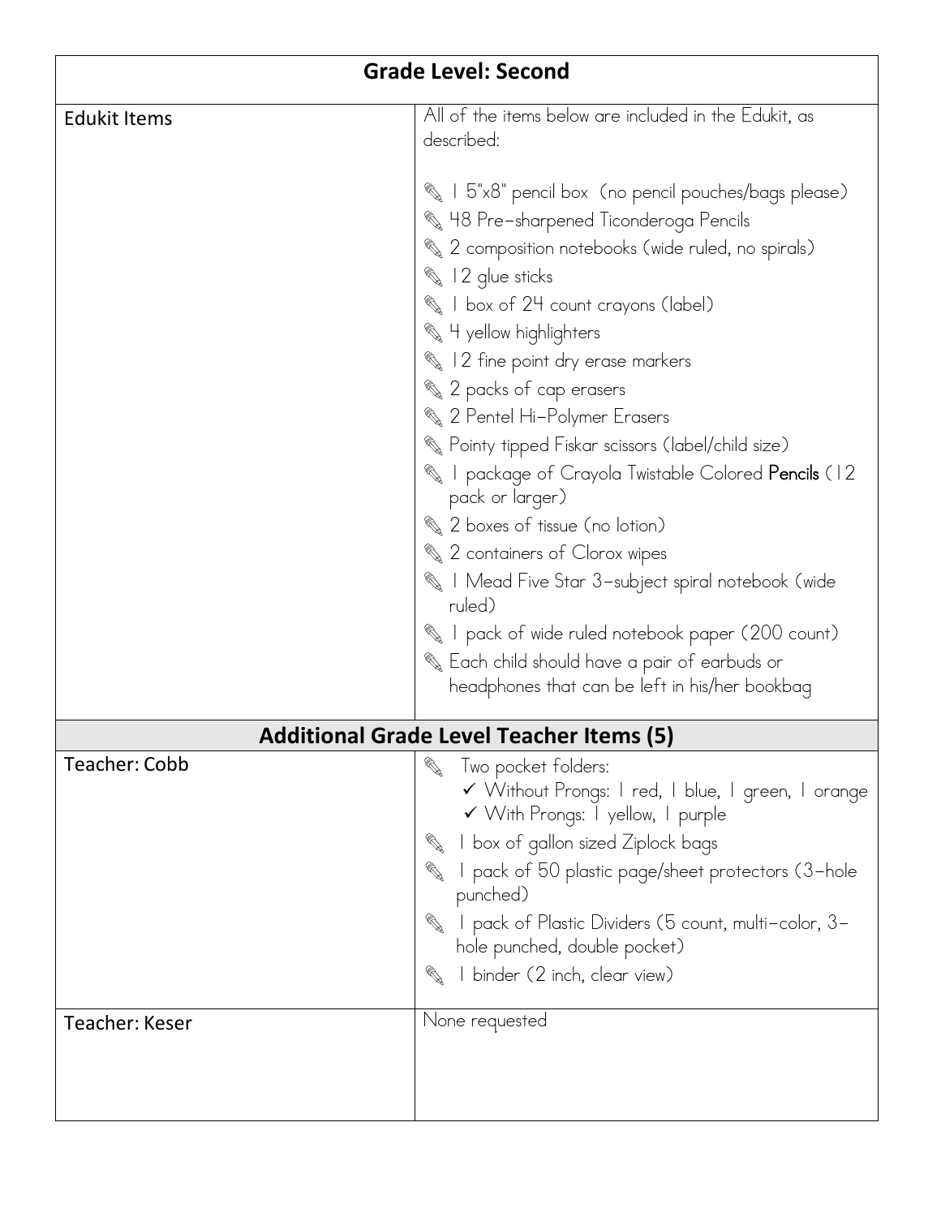| Grade Level: Second | |
|---|---|
| Edukit Items | All of the items below are included in the Edukit, as described:<br><br>✎ 1 5"x8" pencil box (no pencil pouches/bags please)<br>✎ 48 Pre-sharpened Ticonderoga Pencils<br>✎ 2 composition notebooks (wide ruled, no spirals)<br>✎ 12 glue sticks<br>✎ 1 box of 24 count crayons (label)<br>✎ 4 yellow highlighters<br>✎ 12 fine point dry erase markers<br>✎ 2 packs of cap erasers<br>✎ 2 Pentel Hi-Polymer Erasers<br>✎ Pointy tipped Fiskar scissors (label/child size)<br>✎ 1 package of Crayola Twistable Colored **Pencils** (12 pack or larger)<br>✎ 2 boxes of tissue (no lotion)<br>✎ 2 containers of Clorox wipes<br>✎ 1 Mead Five Star 3-subject spiral notebook (wide ruled)<br>✎ 1 pack of wide ruled notebook paper (200 count)<br>✎ Each child should have a pair of earbuds or headphones that can be left in his/her bookbag |
| **Additional Grade Level Teacher Items (5)** | |
| Teacher: Cobb | ✎ Two pocket folders:<br>✓ Without Prongs: 1 red, 1 blue, 1 green, 1 orange<br>✓ With Prongs: 1 yellow, 1 purple<br>✎ 1 box of gallon sized Ziplock bags<br>✎ 1 pack of 50 plastic page/sheet protectors (3-hole punched)<br>✎ 1 pack of Plastic Dividers (5 count, multi-color, 3-hole punched, double pocket)<br>✎ 1 binder (2 inch, clear view) |
| Teacher: Keser | None requested |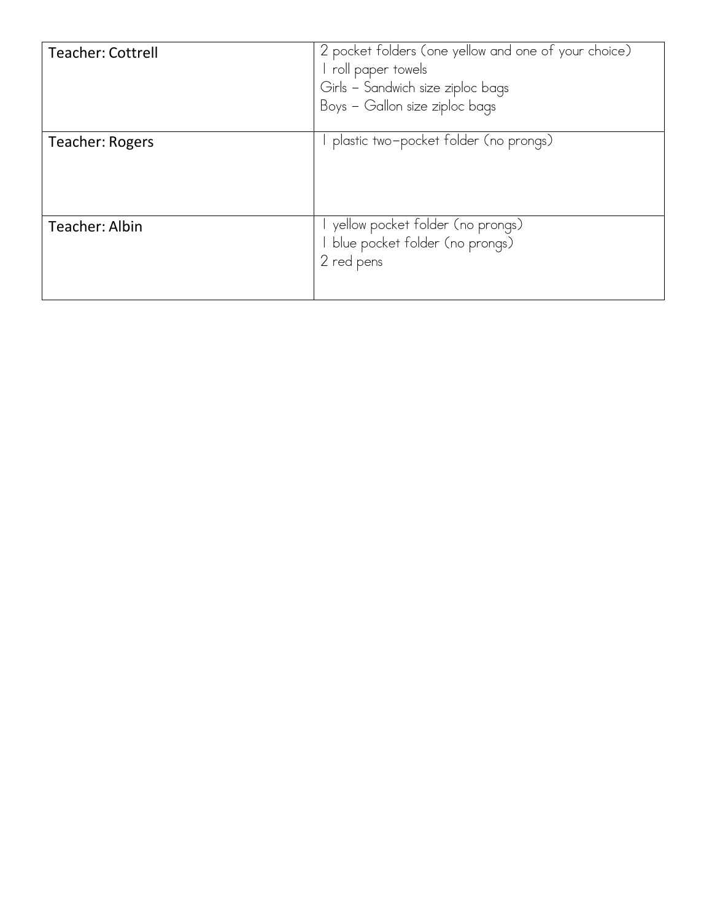| | |
|---|---|
| Teacher: Cottrell | 2 pocket folders (one yellow and one of your choice)<br>1 roll paper towels<br>Girls – Sandwich size ziploc bags<br>Boys – Gallon size ziploc bags |
| Teacher: Rogers | 1 plastic two-pocket folder (no prongs) |
| Teacher: Albin | 1 yellow pocket folder (no prongs)<br>1 blue pocket folder (no prongs)<br>2 red pens |